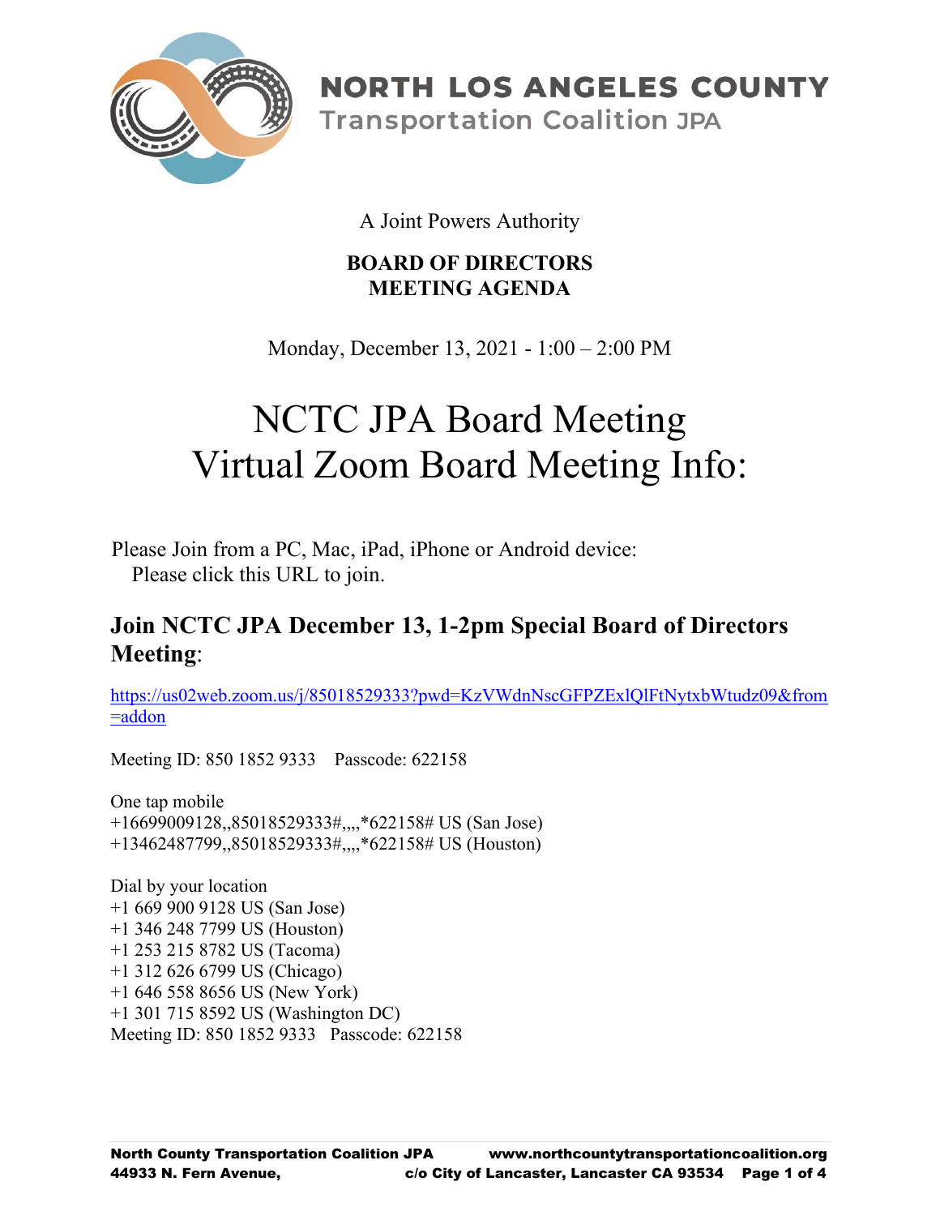# NORTH LOS ANGELES COUNTY
## Transportation Coalition JPA

A Joint Powers Authority

**BOARD OF DIRECTORS**
**MEETING AGENDA**

Monday, December 13, 2021 - 1:00 – 2:00 PM

# NCTC JPA Board Meeting
# Virtual Zoom Board Meeting Info:

Please Join from a PC, Mac, iPad, iPhone or Android device:
Please click this URL to join.

## Join NCTC JPA December 13, 1-2pm Special Board of Directors Meeting:

https://us02web.zoom.us/j/85018529333?pwd=KzVWdnNscGFPZExlQlFtNytxbWtudz09&from=addon

Meeting ID: 850 1852 9333    Passcode: 622158

One tap mobile
+16699009128,,85018529333#,,,,*622158# US (San Jose)
+13462487799,,85018529333#,,,,*622158# US (Houston)

Dial by your location
+1 669 900 9128 US (San Jose)
+1 346 248 7799 US (Houston)
+1 253 215 8782 US (Tacoma)
+1 312 626 6799 US (Chicago)
+1 646 558 8656 US (New York)
+1 301 715 8592 US (Washington DC)
Meeting ID: 850 1852 9333   Passcode: 622158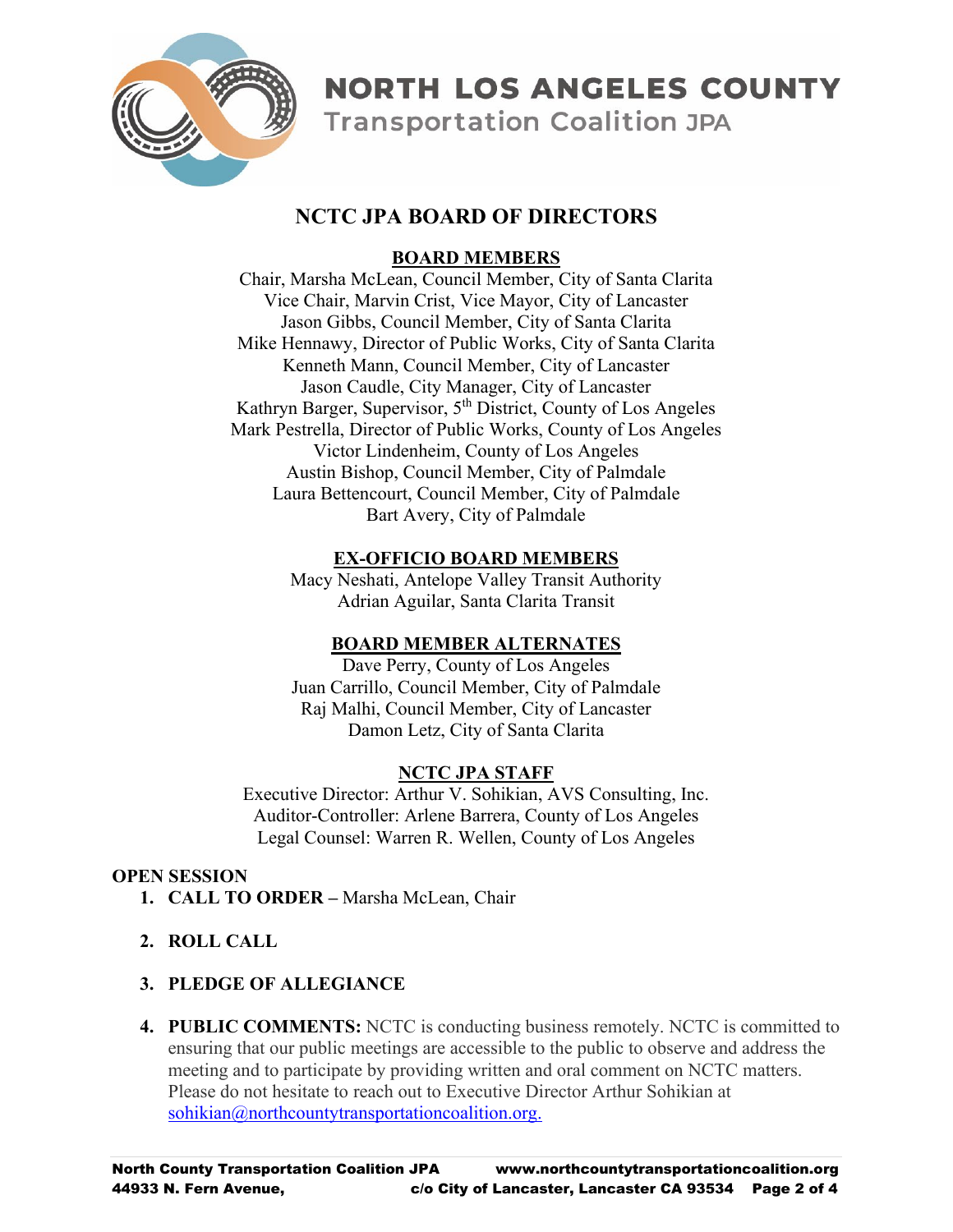# NORTH LOS ANGELES COUNTY

## Transportation Coalition JPA

## NCTC JPA BOARD OF DIRECTORS

### BOARD MEMBERS

Chair, Marsha McLean, Council Member, City of Santa Clarita
Vice Chair, Marvin Crist, Vice Mayor, City of Lancaster
Jason Gibbs, Council Member, City of Santa Clarita
Mike Hennawy, Director of Public Works, City of Santa Clarita
Kenneth Mann, Council Member, City of Lancaster
Jason Caudle, City Manager, City of Lancaster
Kathryn Barger, Supervisor, 5th District, County of Los Angeles
Mark Pestrella, Director of Public Works, County of Los Angeles
Victor Lindenheim, County of Los Angeles
Austin Bishop, Council Member, City of Palmdale
Laura Bettencourt, Council Member, City of Palmdale
Bart Avery, City of Palmdale

### EX-OFFICIO BOARD MEMBERS

Macy Neshati, Antelope Valley Transit Authority
Adrian Aguilar, Santa Clarita Transit

### BOARD MEMBER ALTERNATES

Dave Perry, County of Los Angeles
Juan Carrillo, Council Member, City of Palmdale
Raj Malhi, Council Member, City of Lancaster
Damon Letz, City of Santa Clarita

### NCTC JPA STAFF

Executive Director: Arthur V. Sohikian, AVS Consulting, Inc.
Auditor-Controller: Arlene Barrera, County of Los Angeles
Legal Counsel: Warren R. Wellen, County of Los Angeles

**OPEN SESSION**

1. **CALL TO ORDER –** Marsha McLean, Chair
2. **ROLL CALL**
3. **PLEDGE OF ALLEGIANCE**
4. **PUBLIC COMMENTS:** NCTC is conducting business remotely. NCTC is committed to ensuring that our public meetings are accessible to the public to observe and address the meeting and to participate by providing written and oral comment on NCTC matters. Please do not hesitate to reach out to Executive Director Arthur Sohikian at sohikian@northcountytransportationcoalition.org.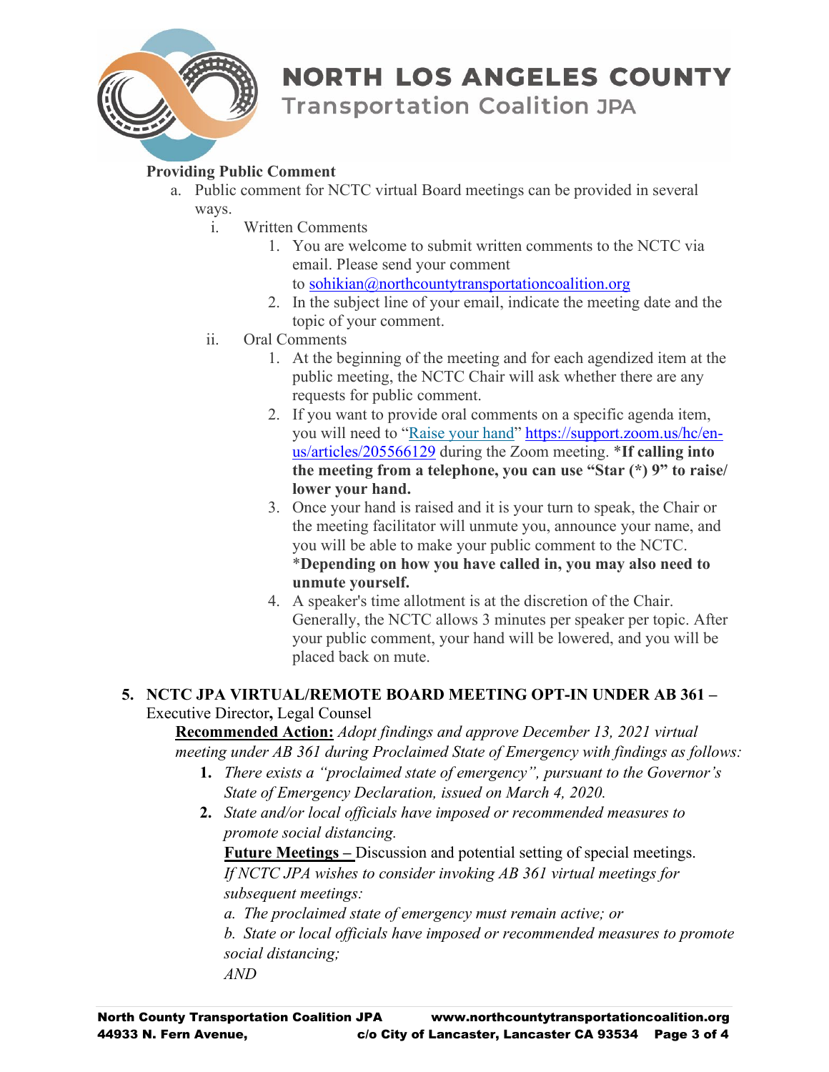**Providing Public Comment**

a. Public comment for NCTC virtual Board meetings can be provided in several ways.

   i. Written Comments

      1. You are welcome to submit written comments to the NCTC via email. Please send your comment to sohikian@northcountytransportationcoalition.org
      2. In the subject line of your email, indicate the meeting date and the topic of your comment.

   ii. Oral Comments

      1. At the beginning of the meeting and for each agendized item at the public meeting, the NCTC Chair will ask whether there are any requests for public comment.
      2. If you want to provide oral comments on a specific agenda item, you will need to "Raise your hand" https://support.zoom.us/hc/en-us/articles/205566129 during the Zoom meeting. ***If calling into the meeting from a telephone, you can use "Star (*) 9" to raise/ lower your hand.**
      3. Once your hand is raised and it is your turn to speak, the Chair or the meeting facilitator will unmute you, announce your name, and you will be able to make your public comment to the NCTC. ***Depending on how you have called in, you may also need to unmute yourself.**
      4. A speaker's time allotment is at the discretion of the Chair. Generally, the NCTC allows 3 minutes per speaker per topic. After your public comment, your hand will be lowered, and you will be placed back on mute.

**5. NCTC JPA VIRTUAL/REMOTE BOARD MEETING OPT-IN UNDER AB 361 –** Executive Director**,** Legal Counsel

**Recommended Action:** *Adopt findings and approve December 13, 2021 virtual meeting under AB 361 during Proclaimed State of Emergency with findings as follows:*

1. *There exists a "proclaimed state of emergency", pursuant to the Governor's State of Emergency Declaration, issued on March 4, 2020.*
2. *State and/or local officials have imposed or recommended measures to promote social distancing.*

   **Future Meetings –** Discussion and potential setting of special meetings.

   *If NCTC JPA wishes to consider invoking AB 361 virtual meetings for subsequent meetings:*

   *a. The proclaimed state of emergency must remain active; or*

   *b. State or local officials have imposed or recommended measures to promote social distancing;*

   *AND*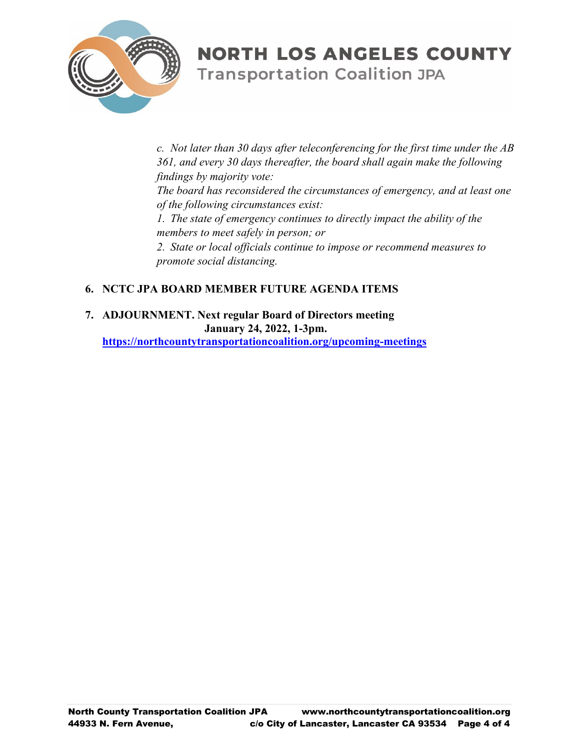*c. Not later than 30 days after teleconferencing for the first time under the AB 361, and every 30 days thereafter, the board shall again make the following findings by majority vote:*

*The board has reconsidered the circumstances of emergency, and at least one of the following circumstances exist:*

*1. The state of emergency continues to directly impact the ability of the members to meet safely in person; or*

*2. State or local officials continue to impose or recommend measures to promote social distancing.*

**6. NCTC JPA BOARD MEMBER FUTURE AGENDA ITEMS**

**7. ADJOURNMENT. Next regular Board of Directors meeting January 24, 2022, 1-3pm.**

**https://northcountytransportationcoalition.org/upcoming-meetings**